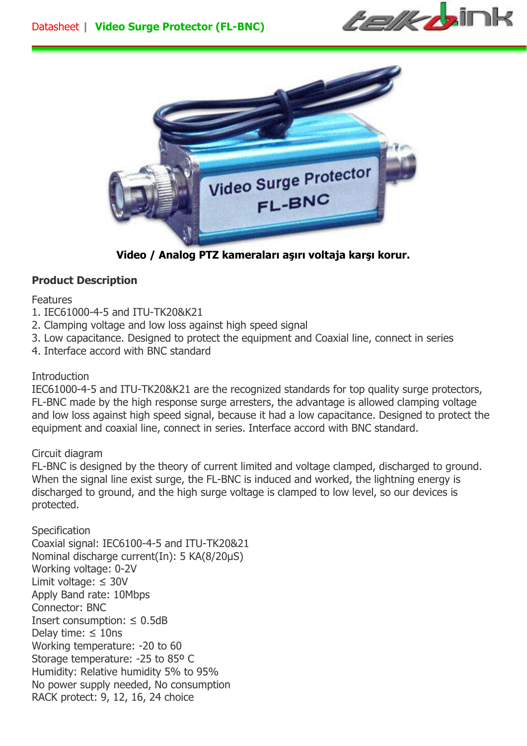Datasheet | **Video Surge Protector (FL-BNC)**

**Video / Analog PTZ kameraları aşırı voltaja karşı korur.**

## Product Description

Features

1. IEC61000-4-5 and ITU-TK20&K21
2. Clamping voltage and low loss against high speed signal
3. Low capacitance. Designed to protect the equipment and Coaxial line, connect in series
4. Interface accord with BNC standard

Introduction

IEC61000-4-5 and ITU-TK20&K21 are the recognized standards for top quality surge protectors, FL-BNC made by the high response surge arresters, the advantage is allowed clamping voltage and low loss against high speed signal, because it had a low capacitance. Designed to protect the equipment and coaxial line, connect in series. Interface accord with BNC standard.

Circuit diagram

FL-BNC is designed by the theory of current limited and voltage clamped, discharged to ground. When the signal line exist surge, the FL-BNC is induced and worked, the lightning energy is discharged to ground, and the high surge voltage is clamped to low level, so our devices is protected.

Specification

Coaxial signal: IEC6100-4-5 and ITU-TK20&21
Nominal discharge current(In): 5 KA(8/20μS)
Working voltage: 0-2V
Limit voltage: ≤ 30V
Apply Band rate: 10Mbps
Connector: BNC
Insert consumption: ≤ 0.5dB
Delay time: ≤ 10ns
Working temperature: -20 to 60
Storage temperature: -25 to 85º C
Humidity: Relative humidity 5% to 95%
No power supply needed, No consumption
RACK protect: 9, 12, 16, 24 choice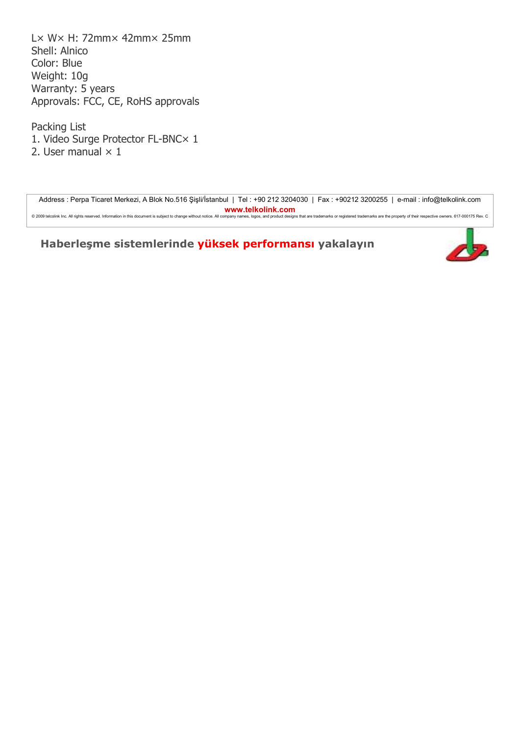L× W× H: 72mm× 42mm× 25mm
Shell: Alnico
Color: Blue
Weight: 10g
Warranty: 5 years
Approvals: FCC, CE, RoHS approvals

Packing List

1. Video Surge Protector FL-BNC× 1
2. User manual × 1